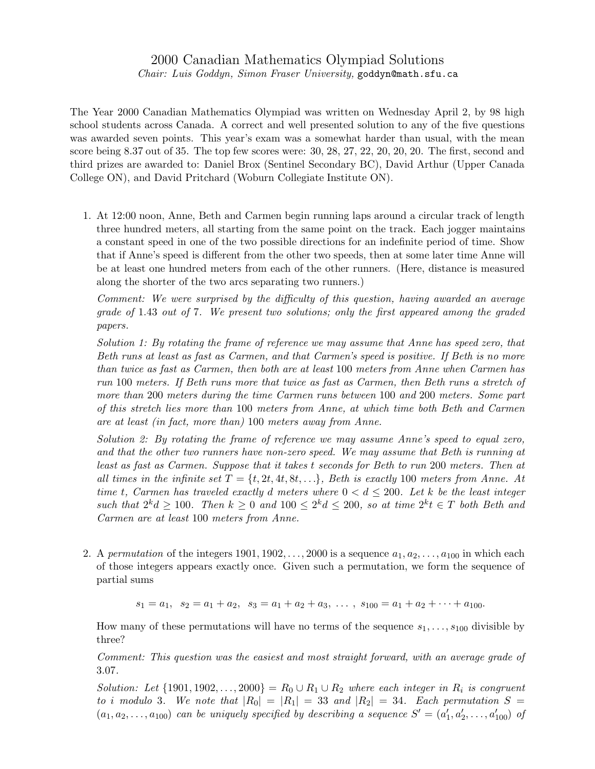# 2000 Canadian Mathematics Olympiad Solutions

*Chair: Luis Goddyn, Simon Fraser University,* goddyn@math.sfu.ca

The Year 2000 Canadian Mathematics Olympiad was written on Wednesday April 2, by 98 high school students across Canada. A correct and well presented solution to any of the five questions was awarded seven points. This year's exam was a somewhat harder than usual, with the mean score being 8.37 out of 35. The top few scores were: 30, 28, 27, 22, 20, 20, 20. The first, second and third prizes are awarded to: Daniel Brox (Sentinel Secondary BC), David Arthur (Upper Canada College ON), and David Pritchard (Woburn Collegiate Institute ON).

1. At 12:00 noon, Anne, Beth and Carmen begin running laps around a circular track of length three hundred meters, all starting from the same point on the track. Each jogger maintains a constant speed in one of the two possible directions for an indefinite period of time. Show that if Anne's speed is different from the other two speeds, then at some later time Anne will be at least one hundred meters from each of the other runners. (Here, distance is measured along the shorter of the two arcs separating two runners.)

   *Comment: We were surprised by the difficulty of this question, having awarded an average grade of* 1.43 *out of* 7*. We present two solutions; only the first appeared among the graded papers.*

   *Solution 1: By rotating the frame of reference we may assume that Anne has speed zero, that Beth runs at least as fast as Carmen, and that Carmen's speed is positive. If Beth is no more than twice as fast as Carmen, then both are at least* 100 *meters from Anne when Carmen has run* 100 *meters. If Beth runs more that twice as fast as Carmen, then Beth runs a stretch of more than* 200 *meters during the time Carmen runs between* 100 *and* 200 *meters. Some part of this stretch lies more than* 100 *meters from Anne, at which time both Beth and Carmen are at least (in fact, more than)* 100 *meters away from Anne.*

   *Solution 2: By rotating the frame of reference we may assume Anne's speed to equal zero, and that the other two runners have non-zero speed. We may assume that Beth is running at least as fast as Carmen. Suppose that it takes $t$ seconds for Beth to run* 200 *meters. Then at all times in the infinite set $T = \{t, 2t, 4t, 8t, \ldots\}$, Beth is exactly* 100 *meters from Anne. At time $t$, Carmen has traveled exactly $d$ meters where $0 < d \leq 200$. Let $k$ be the least integer such that $2^k d \geq 100$. Then $k \geq 0$ and $100 \leq 2^k d \leq 200$, so at time $2^k t \in T$ both Beth and Carmen are at least* 100 *meters from Anne.*

2. A *permutation* of the integers $1901, 1902, \ldots, 2000$ is a sequence $a_1, a_2, \ldots, a_{100}$ in which each of those integers appears exactly once. Given such a permutation, we form the sequence of partial sums

$$s_1 = a_1, \;\; s_2 = a_1 + a_2, \;\; s_3 = a_1 + a_2 + a_3, \;\; \ldots \;, \;\; s_{100} = a_1 + a_2 + \cdots + a_{100}.$$

   How many of these permutations will have no terms of the sequence $s_1, \ldots, s_{100}$ divisible by three?

   *Comment: This question was the easiest and most straight forward, with an average grade of* 3.07.

   *Solution: Let $\{1901, 1902, \ldots, 2000\} = R_0 \cup R_1 \cup R_2$ where each integer in $R_i$ is congruent to $i$ modulo* 3*. We note that $|R_0| = |R_1| = 33$ and $|R_2| = 34$. Each permutation $S = (a_1, a_2, \ldots, a_{100})$ can be uniquely specified by describing a sequence $S' = (a'_1, a'_2, \ldots, a'_{100})$ of*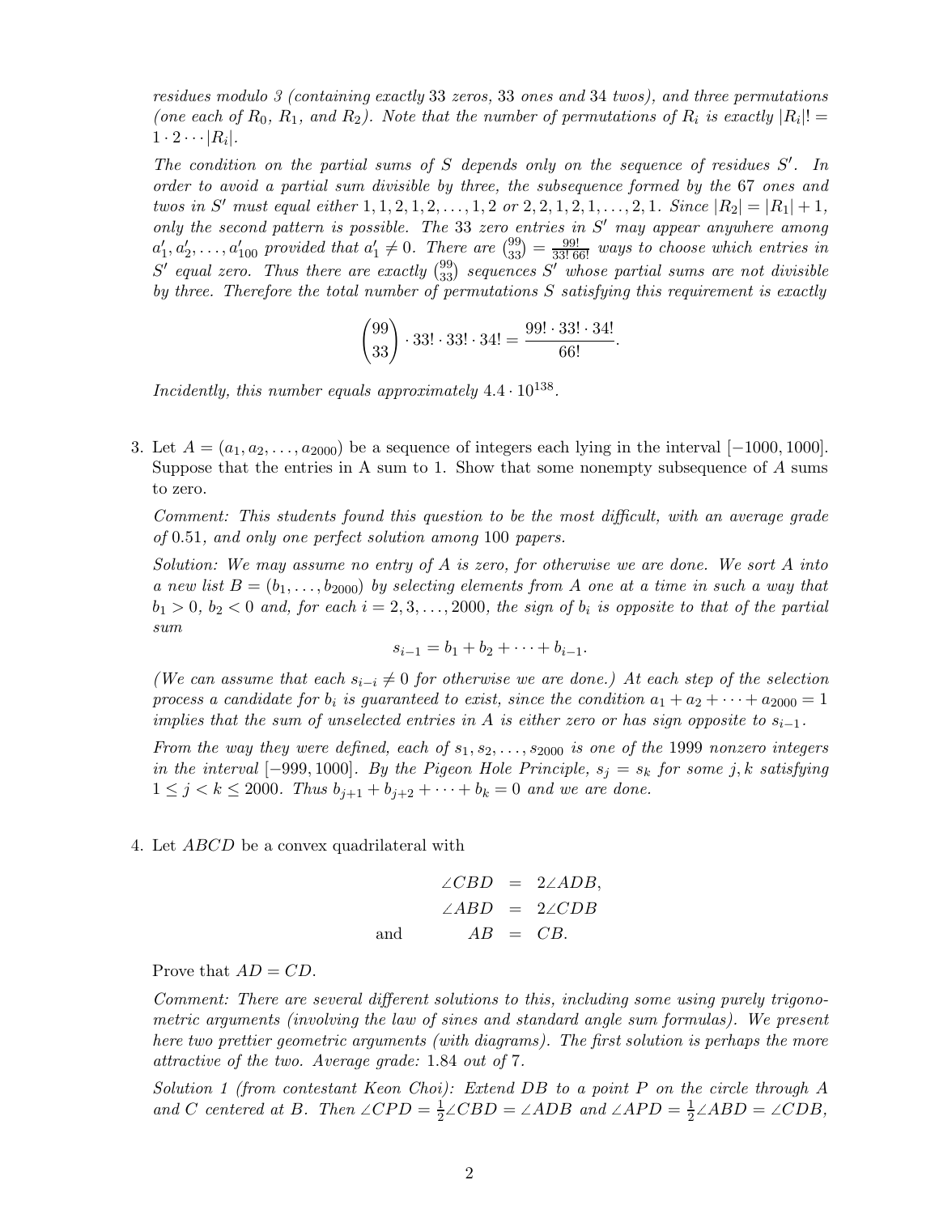*residues modulo 3 (containing exactly 33 zeros, 33 ones and 34 twos), and three permutations (one each of $R_0$, $R_1$, and $R_2$). Note that the number of permutations of $R_i$ is exactly $|R_i|! = 1 \cdot 2 \cdots |R_i|$.*

*The condition on the partial sums of $S$ depends only on the sequence of residues $S'$. In order to avoid a partial sum divisible by three, the subsequence formed by the 67 ones and twos in $S'$ must equal either $1, 1, 2, 1, 2, \ldots, 1, 2$ or $2, 2, 1, 2, 1, \ldots, 2, 1$. Since $|R_2| = |R_1| + 1$, only the second pattern is possible. The 33 zero entries in $S'$ may appear anywhere among $a_1', a_2', \ldots, a_{100}'$ provided that $a_1' \neq 0$. There are $\binom{99}{33} = \frac{99!}{33!\,66!}$ ways to choose which entries in $S'$ equal zero. Thus there are exactly $\binom{99}{33}$ sequences $S'$ whose partial sums are not divisible by three. Therefore the total number of permutations $S$ satisfying this requirement is exactly*

$$\binom{99}{33} \cdot 33! \cdot 33! \cdot 34! = \frac{99! \cdot 33! \cdot 34!}{66!}.$$

*Incidently, this number equals approximately $4.4 \cdot 10^{138}$.*

3. Let $A = (a_1, a_2, \ldots, a_{2000})$ be a sequence of integers each lying in the interval $[-1000, 1000]$. Suppose that the entries in A sum to 1. Show that some nonempty subsequence of $A$ sums to zero.

   *Comment: This students found this question to be the most difficult, with an average grade of 0.51, and only one perfect solution among 100 papers.*

   *Solution: We may assume no entry of $A$ is zero, for otherwise we are done. We sort $A$ into a new list $B = (b_1, \ldots, b_{2000})$ by selecting elements from $A$ one at a time in such a way that $b_1 > 0$, $b_2 < 0$ and, for each $i = 2, 3, \ldots, 2000$, the sign of $b_i$ is opposite to that of the partial sum*

   $$s_{i-1} = b_1 + b_2 + \cdots + b_{i-1}.$$

   *(We can assume that each $s_{i-i} \neq 0$ for otherwise we are done.) At each step of the selection process a candidate for $b_i$ is guaranteed to exist, since the condition $a_1 + a_2 + \cdots + a_{2000} = 1$ implies that the sum of unselected entries in $A$ is either zero or has sign opposite to $s_{i-1}$.*

   *From the way they were defined, each of $s_1, s_2, \ldots, s_{2000}$ is one of the 1999 nonzero integers in the interval $[-999, 1000]$. By the Pigeon Hole Principle, $s_j = s_k$ for some $j, k$ satisfying $1 \leq j < k \leq 2000$. Thus $b_{j+1} + b_{j+2} + \cdots + b_k = 0$ and we are done.*

4. Let $ABCD$ be a convex quadrilateral with

   $$\begin{aligned} \angle CBD &= 2\angle ADB, \\ \angle ABD &= 2\angle CDB \\ \text{and} \qquad AB &= CB. \end{aligned}$$

   Prove that $AD = CD$.

   *Comment: There are several different solutions to this, including some using purely trigonometric arguments (involving the law of sines and standard angle sum formulas). We present here two prettier geometric arguments (with diagrams). The first solution is perhaps the more attractive of the two. Average grade: 1.84 out of 7.*

   *Solution 1 (from contestant Keon Choi): Extend $DB$ to a point $P$ on the circle through $A$ and $C$ centered at $B$. Then $\angle CPD = \frac{1}{2}\angle CBD = \angle ADB$ and $\angle APD = \frac{1}{2}\angle ABD = \angle CDB$,*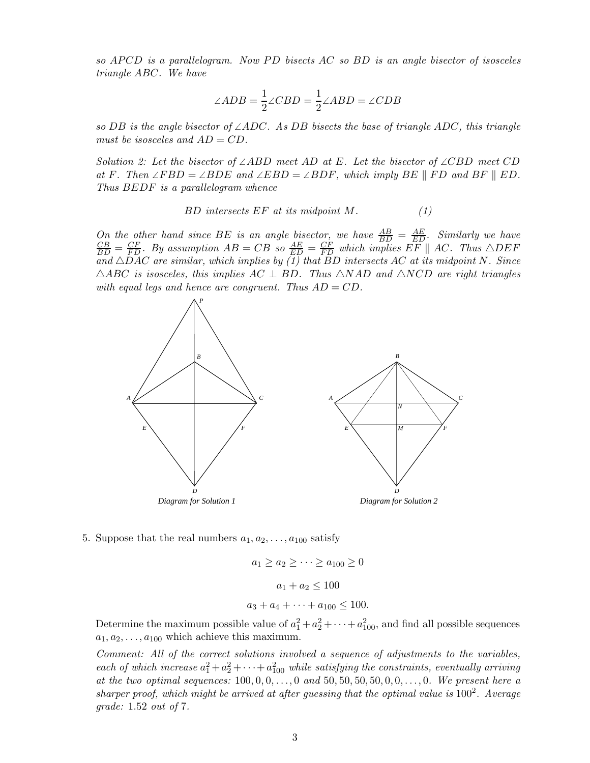*so APCD is a parallelogram. Now PD bisects AC so BD is an angle bisector of isosceles triangle ABC. We have*

$$\angle ADB = \frac{1}{2}\angle CBD = \frac{1}{2}\angle ABD = \angle CDB$$

*so DB is the angle bisector of* $\angle ADC$. *As DB bisects the base of triangle ADC, this triangle must be isosceles and* $AD = CD$.

*Solution 2: Let the bisector of* $\angle ABD$ *meet AD at E. Let the bisector of* $\angle CBD$ *meet CD at F. Then* $\angle FBD = \angle BDE$ *and* $\angle EBD = \angle BDF$, *which imply* $BE \parallel FD$ *and* $BF \parallel ED$. *Thus BEDF is a parallelogram whence*

$$BD \text{ intersects } EF \text{ at its midpoint } M. \qquad (1)$$

*On the other hand since BE is an angle bisector, we have* $\frac{AB}{BD} = \frac{AE}{ED}$. *Similarly we have* $\frac{CB}{BD} = \frac{CF}{FD}$. *By assumption* $AB = CB$ *so* $\frac{AE}{ED} = \frac{CF}{FD}$ *which implies* $EF \parallel AC$. *Thus* $\triangle DEF$ *and* $\triangle DAC$ *are similar, which implies by (1) that BD intersects AC at its midpoint N. Since* $\triangle ABC$ *is isosceles, this implies* $AC \perp BD$. *Thus* $\triangle NAD$ *and* $\triangle NCD$ *are right triangles with equal legs and hence are congruent. Thus* $AD = CD$.

Diagram for Solution 1

Diagram for Solution 2

5. Suppose that the real numbers $a_1, a_2, \ldots, a_{100}$ satisfy

$$a_1 \geq a_2 \geq \cdots \geq a_{100} \geq 0$$

$$a_1 + a_2 \leq 100$$

$$a_3 + a_4 + \cdots + a_{100} \leq 100.$$

Determine the maximum possible value of $a_1^2 + a_2^2 + \cdots + a_{100}^2$, and find all possible sequences $a_1, a_2, \ldots, a_{100}$ which achieve this maximum.

*Comment: All of the correct solutions involved a sequence of adjustments to the variables, each of which increase* $a_1^2 + a_2^2 + \cdots + a_{100}^2$ *while satisfying the constraints, eventually arriving at the two optimal sequences:* $100, 0, 0, \ldots, 0$ *and* $50, 50, 50, 50, 0, 0, \ldots, 0$. *We present here a sharper proof, which might be arrived at after guessing that the optimal value is* $100^2$. *Average grade:* $1.52$ *out of* $7$.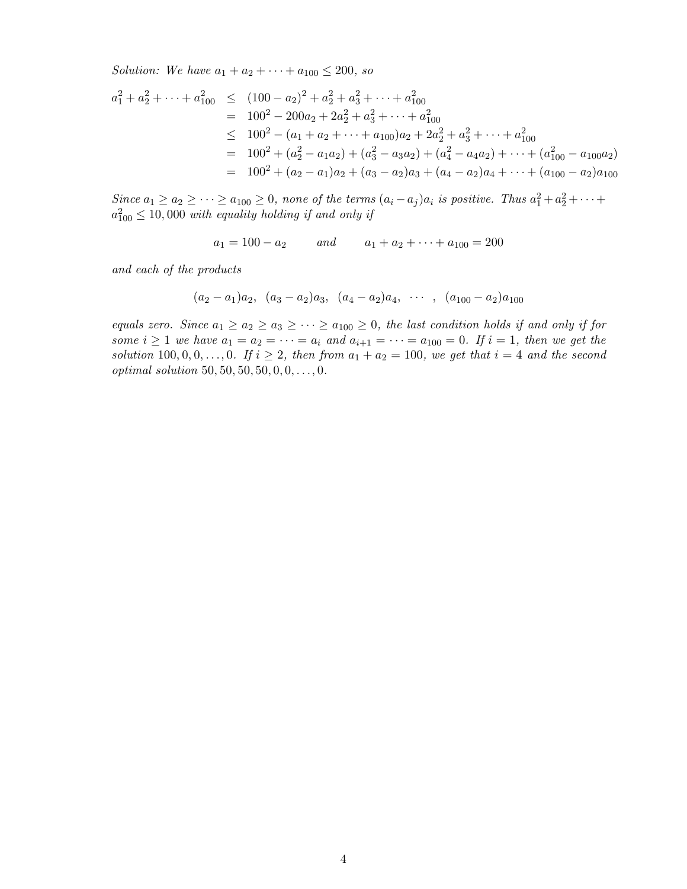*Solution:* *We have* $a_1 + a_2 + \cdots + a_{100} \leq 200$, *so*

$$
\begin{aligned}
a_1^2 + a_2^2 + \cdots + a_{100}^2 &\leq (100 - a_2)^2 + a_2^2 + a_3^2 + \cdots + a_{100}^2 \\
&= 100^2 - 200a_2 + 2a_2^2 + a_3^2 + \cdots + a_{100}^2 \\
&\leq 100^2 - (a_1 + a_2 + \cdots + a_{100})a_2 + 2a_2^2 + a_3^2 + \cdots + a_{100}^2 \\
&= 100^2 + (a_2^2 - a_1 a_2) + (a_3^2 - a_3 a_2) + (a_4^2 - a_4 a_2) + \cdots + (a_{100}^2 - a_{100} a_2) \\
&= 100^2 + (a_2 - a_1)a_2 + (a_3 - a_2)a_3 + (a_4 - a_2)a_4 + \cdots + (a_{100} - a_2)a_{100}
\end{aligned}
$$

*Since* $a_1 \geq a_2 \geq \cdots \geq a_{100} \geq 0$, *none of the terms* $(a_i - a_j)a_i$ *is positive. Thus* $a_1^2 + a_2^2 + \cdots + a_{100}^2 \leq 10{,}000$ *with equality holding if and only if*

$$
a_1 = 100 - a_2 \qquad \text{and} \qquad a_1 + a_2 + \cdots + a_{100} = 200
$$

*and each of the products*

$$
(a_2 - a_1)a_2, \ (a_3 - a_2)a_3, \ (a_4 - a_2)a_4, \ \cdots \ , \ (a_{100} - a_2)a_{100}
$$

*equals zero. Since* $a_1 \geq a_2 \geq a_3 \geq \cdots \geq a_{100} \geq 0$, *the last condition holds if and only if for some* $i \geq 1$ *we have* $a_1 = a_2 = \cdots = a_i$ *and* $a_{i+1} = \cdots = a_{100} = 0$. *If* $i = 1$, *then we get the solution* $100, 0, 0, \ldots, 0$. *If* $i \geq 2$, *then from* $a_1 + a_2 = 100$, *we get that* $i = 4$ *and the second optimal solution* $50, 50, 50, 50, 0, 0, \ldots, 0$.